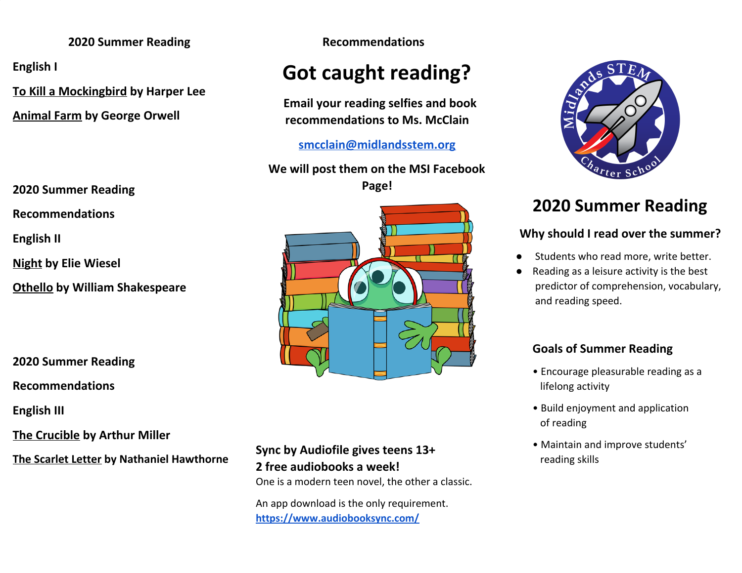**2020 Summer Reading Recommendations**

**English I**

**To Kill a Mockingbird by Harper Lee**

**Animal Farm by George Orwell**

**2020 Summer Reading**

**Recommendations**

**English II**

**Night by Elie Wiesel**

**Othello by William Shakespeare**

**2020 Summer Reading**

**Recommendations**

**English III**

**The Crucible by Arthur Miller**

**The Scarlet Letter by Nathaniel Hawthorne**

# Got caught reading?

**Email your reading selfies and book recommendations to Ms. McClain**

**smcclain@midlandsstem.org**

**We will post them on the MSI Facebook Page!**

**Sync by Audiofile gives teens 13+ 2 free audiobooks a week!**

One is a modern teen novel, the other a classic.

An app download is the only requirement.
https://www.audiobooksync.com/

Midlands STEM Charter School

# 2020 Summer Reading

### Why should I read over the summer?

- Students who read more, write better.
- Reading as a leisure activity is the best predictor of comprehension, vocabulary, and reading speed.

### Goals of Summer Reading

- Encourage pleasurable reading as a lifelong activity
- Build enjoyment and application of reading
- Maintain and improve students' reading skills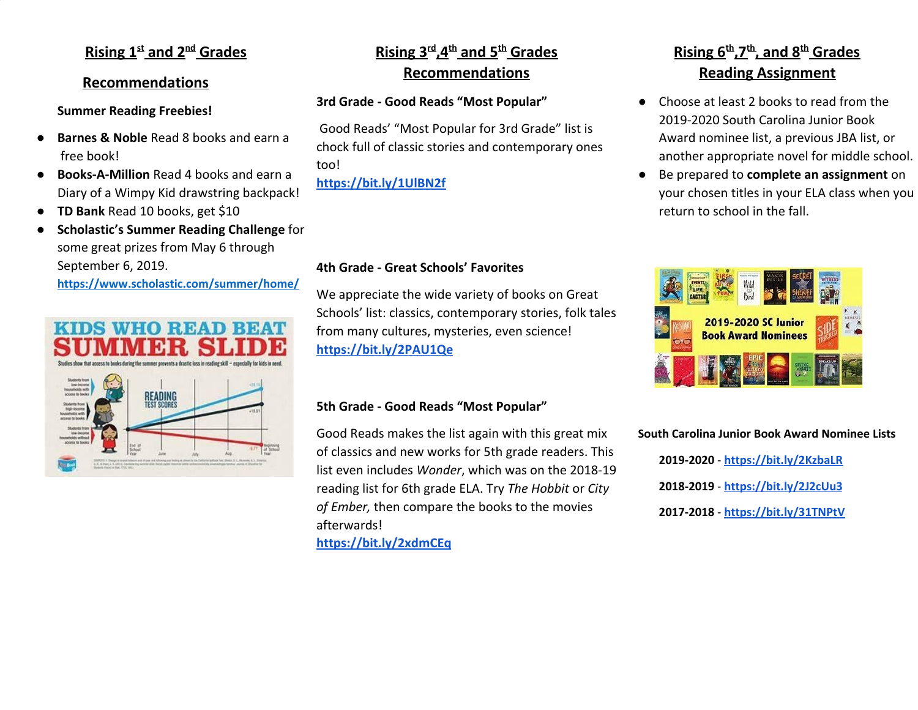## Rising 1st and 2nd Grades Recommendations

**Summer Reading Freebies!**

- **Barnes & Noble** Read 8 books and earn a free book!
- **Books-A-Million** Read 4 books and earn a Diary of a Wimpy Kid drawstring backpack!
- **TD Bank** Read 10 books, get $10
- **Scholastic's Summer Reading Challenge** for some great prizes from May 6 through September 6, 2019. **https://www.scholastic.com/summer/home/**

KIDS WHO READ BEAT SUMMER SLIDE

Studies show that access to books during the summer prevents a drastic loss in reading skill – especially for kids in need.

Students from low-income households with access to books

Students from high-income households with access to books

Students from low-income households without access to books

READING TEST SCORES

+24.15

+15.51

-9.77

End of School Year

June

July

Aug.

Beginning of School Year

## Rising 3rd, 4th and 5th Grades Recommendations

**3rd Grade - Good Reads "Most Popular"**

Good Reads' "Most Popular for 3rd Grade" list is chock full of classic stories and contemporary ones too!
**https://bit.ly/1UlBN2f**

**4th Grade - Great Schools' Favorites**

We appreciate the wide variety of books on Great Schools' list: classics, contemporary stories, folk tales from many cultures, mysteries, even science!
**https://bit.ly/2PAU1Qe**

**5th Grade - Good Reads "Most Popular"**

Good Reads makes the list again with this great mix of classics and new works for 5th grade readers. This list even includes *Wonder*, which was on the 2018-19 reading list for 6th grade ELA. Try *The Hobbit* or *City of Ember,* then compare the books to the movies afterwards!
**https://bit.ly/2xdmCEq**

## Rising 6th, 7th, and 8th Grades Reading Assignment

- Choose at least 2 books to read from the 2019-2020 South Carolina Junior Book Award nominee list, a previous JBA list, or another appropriate novel for middle school.
- Be prepared to **complete an assignment** on your chosen titles in your ELA class when you return to school in the fall.

2019-2020 SC Junior Book Award Nominees

**South Carolina Junior Book Award Nominee Lists**

**2019-2020** - **https://bit.ly/2KzbaLR**

**2018-2019** - **https://bit.ly/2J2cUu3**

**2017-2018** - **https://bit.ly/31TNPtV**